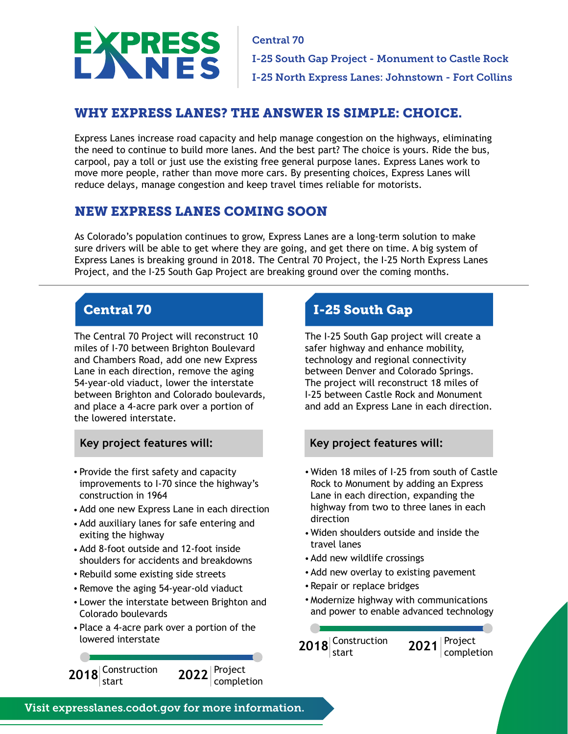# EXPRESS LANES

Central 70

I-25 South Gap Project - Monument to Castle Rock

I-25 North Express Lanes: Johnstown - Fort Collins

## WHY EXPRESS LANES? THE ANSWER IS SIMPLE: CHOICE.

Express Lanes increase road capacity and help manage congestion on the highways, eliminating the need to continue to build more lanes. And the best part? The choice is yours. Ride the bus, carpool, pay a toll or just use the existing free general purpose lanes. Express Lanes work to move more people, rather than move more cars. By presenting choices, Express Lanes will reduce delays, manage congestion and keep travel times reliable for motorists.

## NEW EXPRESS LANES COMING SOON

As Colorado's population continues to grow, Express Lanes are a long-term solution to make sure drivers will be able to get where they are going, and get there on time. A big system of Express Lanes is breaking ground in 2018. The Central 70 Project, the I-25 North Express Lanes Project, and the I-25 South Gap Project are breaking ground over the coming months.

### Central 70

The Central 70 Project will reconstruct 10 miles of I-70 between Brighton Boulevard and Chambers Road, add one new Express Lane in each direction, remove the aging 54-year-old viaduct, lower the interstate between Brighton and Colorado boulevards, and place a 4-acre park over a portion of the lowered interstate.

**Key project features will:**

- Provide the first safety and capacity improvements to I-70 since the highway's construction in 1964
- Add one new Express Lane in each direction
- Add auxiliary lanes for safe entering and exiting the highway
- Add 8-foot outside and 12-foot inside shoulders for accidents and breakdowns
- Rebuild some existing side streets
- Remove the aging 54-year-old viaduct
- Lower the interstate between Brighton and Colorado boulevards
- Place a 4-acre park over a portion of the lowered interstate

**2018** Construction start | **2022** Project completion

### I-25 South Gap

The I-25 South Gap project will create a safer highway and enhance mobility, technology and regional connectivity between Denver and Colorado Springs. The project will reconstruct 18 miles of I-25 between Castle Rock and Monument and add an Express Lane in each direction.

**Key project features will:**

- Widen 18 miles of I-25 from south of Castle Rock to Monument by adding an Express Lane in each direction, expanding the highway from two to three lanes in each direction
- Widen shoulders outside and inside the travel lanes
- Add new wildlife crossings
- Add new overlay to existing pavement
- Repair or replace bridges
- Modernize highway with communications and power to enable advanced technology

**2018** Construction start | **2021** Project completion

Visit expresslanes.codot.gov for more information.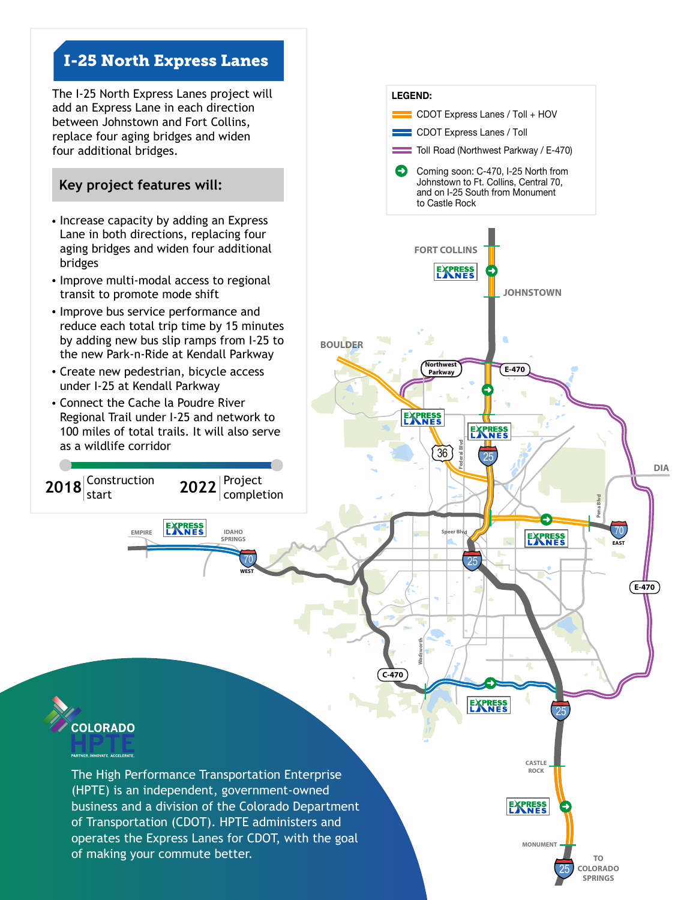# I-25 North Express Lanes

The I-25 North Express Lanes project will add an Express Lane in each direction between Johnstown and Fort Collins, replace four aging bridges and widen four additional bridges.

## Key project features will:

- Increase capacity by adding an Express Lane in both directions, replacing four aging bridges and widen four additional bridges
- Improve multi-modal access to regional transit to promote mode shift
- Improve bus service performance and reduce each total trip time by 15 minutes by adding new bus slip ramps from I-25 to the new Park-n-Ride at Kendall Parkway
- Create new pedestrian, bicycle access under I-25 at Kendall Parkway
- Connect the Cache la Poudre River Regional Trail under I-25 and network to 100 miles of total trails. It will also serve as a wildlife corridor

**2018** Construction start

**2022** Project completion

**LEGEND:**

- CDOT Express Lanes / Toll + HOV
- CDOT Express Lanes / Toll
- Toll Road (Northwest Parkway / E-470)
- Coming soon: C-470, I-25 North from Johnstown to Ft. Collins, Central 70, and on I-25 South from Monument to Castle Rock

FORT COLLINS
JOHNSTOWN
BOULDER
Northwest Parkway
E-470
36
Federal Blvd
25
DIA
Pena Blvd
70 EAST
Speer Blvd
EMPIRE
IDAHO SPRINGS
70 WEST
E-470
C-470
Wadsworth
CASTLE ROCK
MONUMENT
TO COLORADO SPRINGS
EXPRESS LANES

COLORADO HPTE
PARTNER. INNOVATE. ACCELERATE.

The High Performance Transportation Enterprise (HPTE) is an independent, government-owned business and a division of the Colorado Department of Transportation (CDOT). HPTE administers and operates the Express Lanes for CDOT, with the goal of making your commute better.